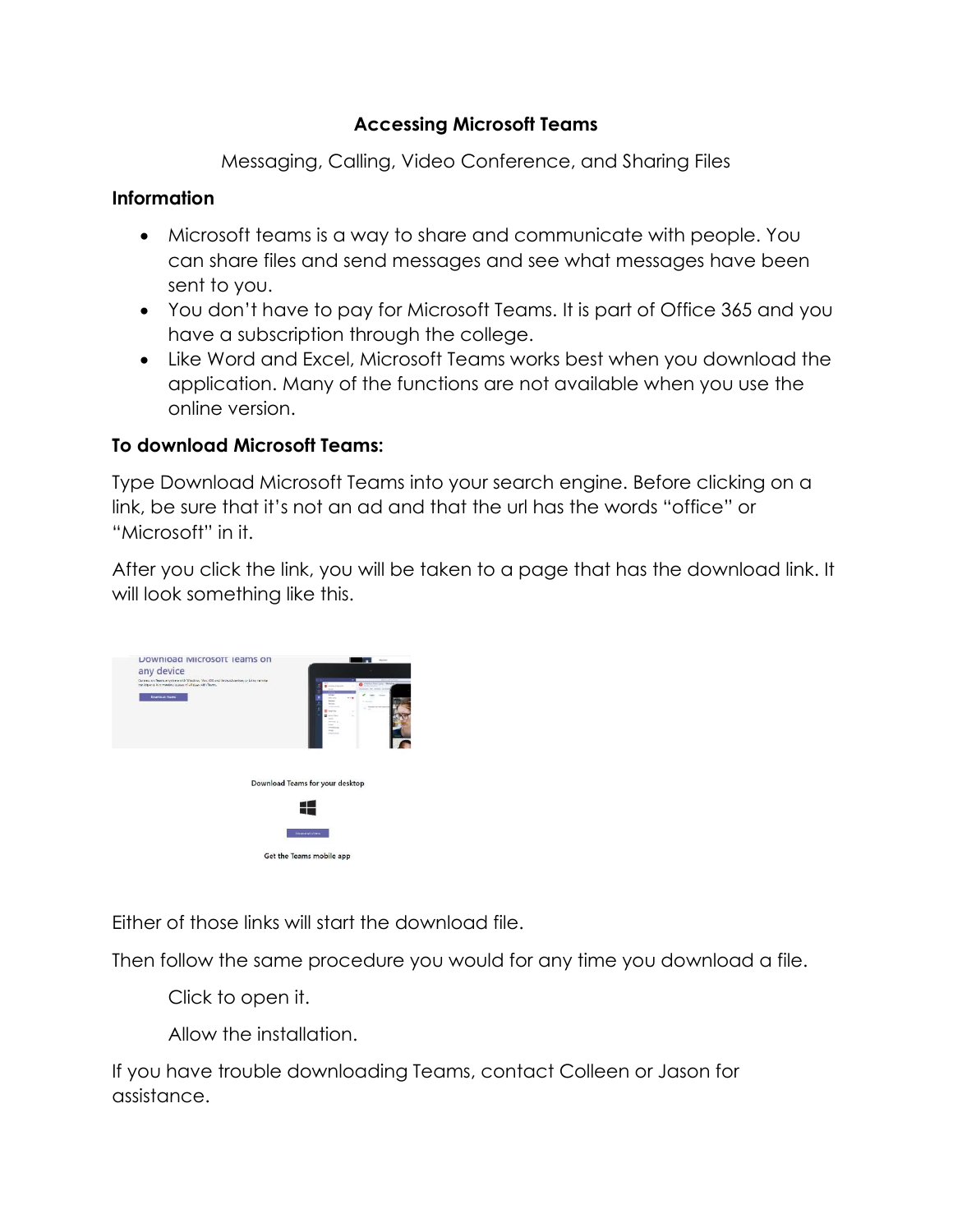# Accessing Microsoft Teams

Messaging, Calling, Video Conference, and Sharing Files

## Information

- Microsoft teams is a way to share and communicate with people. You can share files and send messages and see what messages have been sent to you.
- You don't have to pay for Microsoft Teams. It is part of Office 365 and you have a subscription through the college.
- Like Word and Excel, Microsoft Teams works best when you download the application. Many of the functions are not available when you use the online version.

## To download Microsoft Teams:

Type Download Microsoft Teams into your search engine. Before clicking on a link, be sure that it's not an ad and that the url has the words "office" or "Microsoft" in it.

After you click the link, you will be taken to a page that has the download link. It will look something like this.

Either of those links will start the download file.

Then follow the same procedure you would for any time you download a file.

Click to open it.

Allow the installation.

If you have trouble downloading Teams, contact Colleen or Jason for assistance.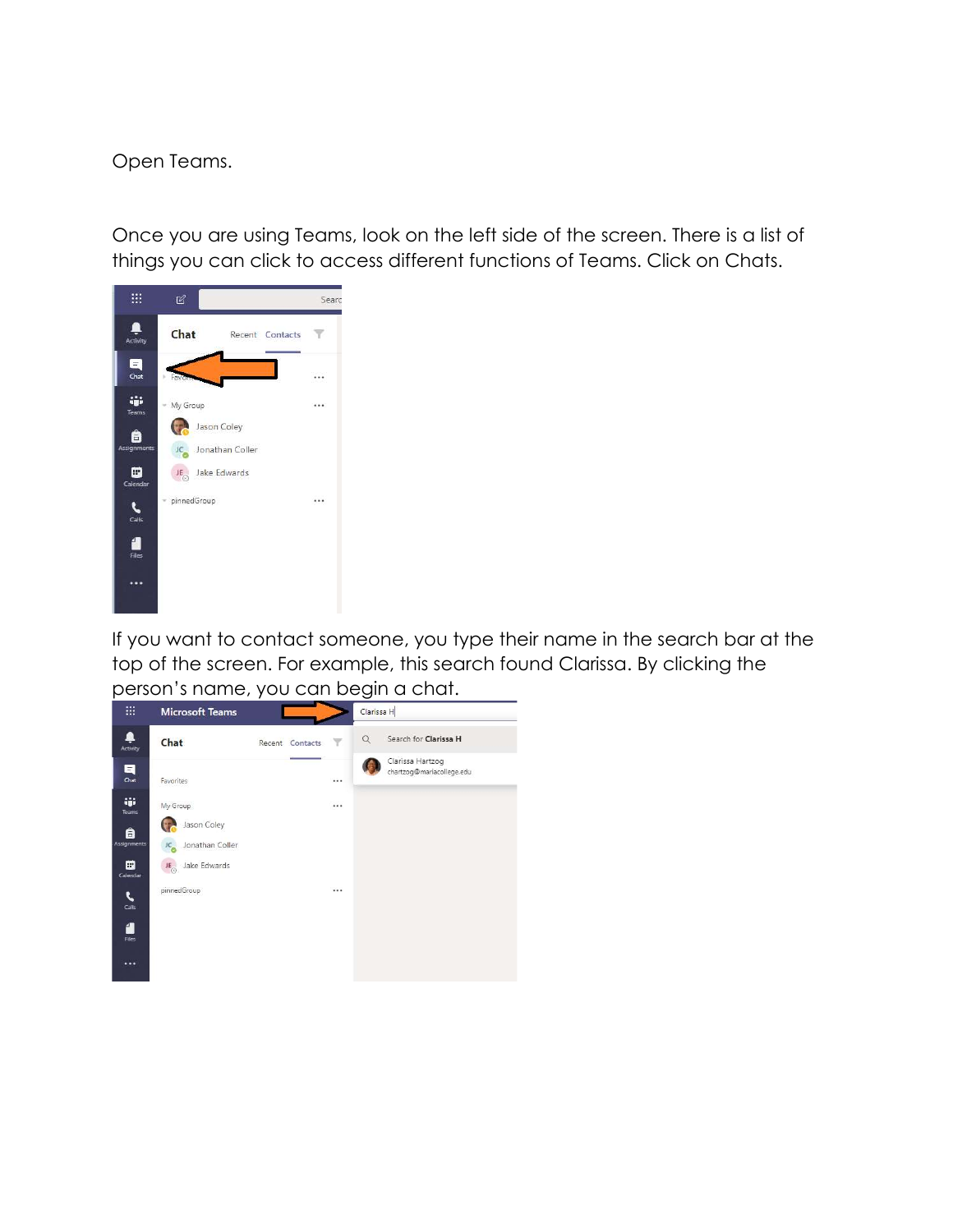Open Teams.

Once you are using Teams, look on the left side of the screen. There is a list of things you can click to access different functions of Teams. Click on Chats.

If you want to contact someone, you type their name in the search bar at the top of the screen. For example, this search found Clarissa. By clicking the person's name, you can begin a chat.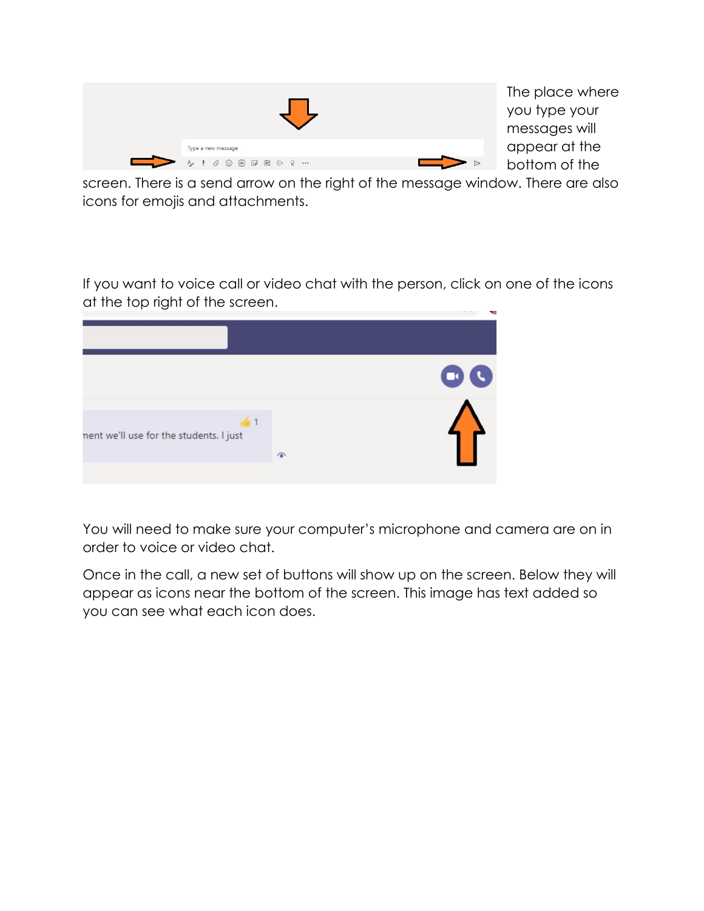The place where you type your messages will appear at the bottom of the screen. There is a send arrow on the right of the message window. There are also icons for emojis and attachments.

If you want to voice call or video chat with the person, click on one of the icons at the top right of the screen.

You will need to make sure your computer's microphone and camera are on in order to voice or video chat.

Once in the call, a new set of buttons will show up on the screen. Below they will appear as icons near the bottom of the screen. This image has text added so you can see what each icon does.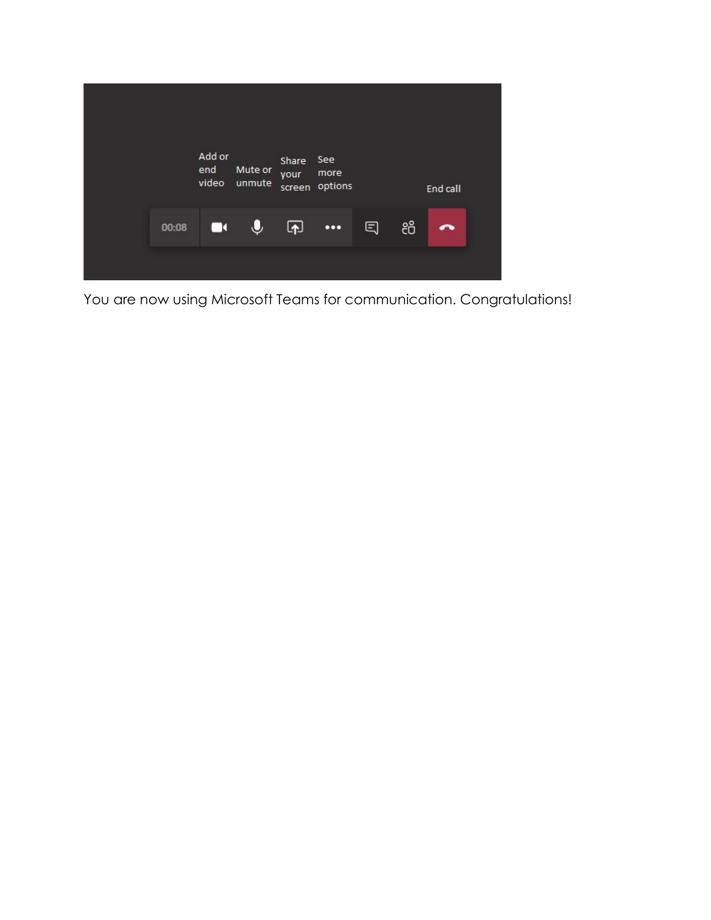Add or end video

Mute or unmute

Share your screen

See more options

End call

00:08

You are now using Microsoft Teams for communication. Congratulations!